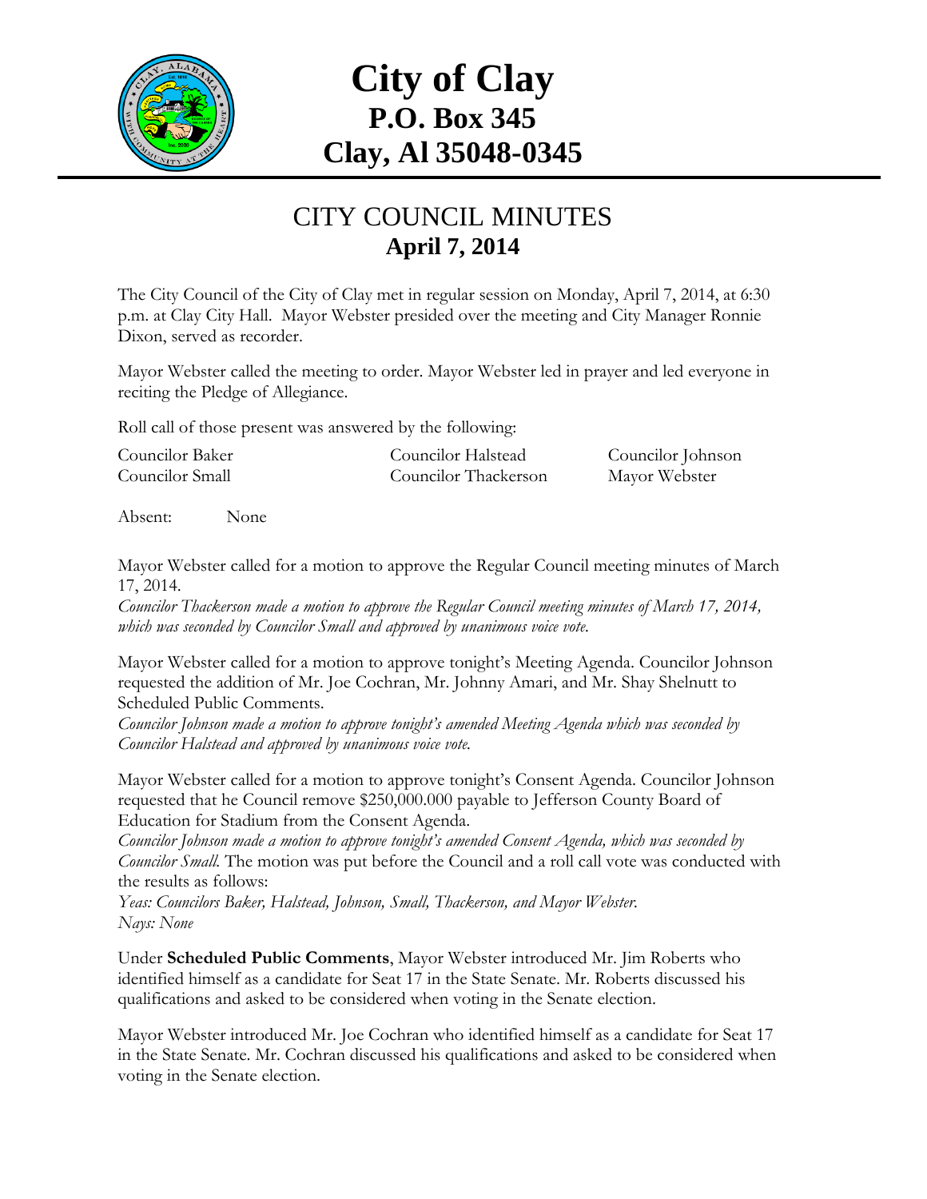# City of Clay
## P.O. Box 345
## Clay, Al 35048-0345

## CITY COUNCIL MINUTES
### April 7, 2014

The City Council of the City of Clay met in regular session on Monday, April 7, 2014, at 6:30 p.m. at Clay City Hall. Mayor Webster presided over the meeting and City Manager Ronnie Dixon, served as recorder.

Mayor Webster called the meeting to order. Mayor Webster led in prayer and led everyone in reciting the Pledge of Allegiance.

Roll call of those present was answered by the following:

| | | |
|---|---|---|
| Councilor Baker | Councilor Halstead | Councilor Johnson |
| Councilor Small | Councilor Thackerson | Mayor Webster |

Absent: None

Mayor Webster called for a motion to approve the Regular Council meeting minutes of March 17, 2014.
*Councilor Thackerson made a motion to approve the Regular Council meeting minutes of March 17, 2014, which was seconded by Councilor Small and approved by unanimous voice vote.*

Mayor Webster called for a motion to approve tonight's Meeting Agenda. Councilor Johnson requested the addition of Mr. Joe Cochran, Mr. Johnny Amari, and Mr. Shay Shelnutt to Scheduled Public Comments.
*Councilor Johnson made a motion to approve tonight's amended Meeting Agenda which was seconded by Councilor Halstead and approved by unanimous voice vote.*

Mayor Webster called for a motion to approve tonight's Consent Agenda. Councilor Johnson requested that he Council remove $250,000.000 payable to Jefferson County Board of Education for Stadium from the Consent Agenda.
*Councilor Johnson made a motion to approve tonight's amended Consent Agenda, which was seconded by Councilor Small.* The motion was put before the Council and a roll call vote was conducted with the results as follows:
*Yeas: Councilors Baker, Halstead, Johnson, Small, Thackerson, and Mayor Webster.*
*Nays: None*

Under **Scheduled Public Comments**, Mayor Webster introduced Mr. Jim Roberts who identified himself as a candidate for Seat 17 in the State Senate. Mr. Roberts discussed his qualifications and asked to be considered when voting in the Senate election.

Mayor Webster introduced Mr. Joe Cochran who identified himself as a candidate for Seat 17 in the State Senate. Mr. Cochran discussed his qualifications and asked to be considered when voting in the Senate election.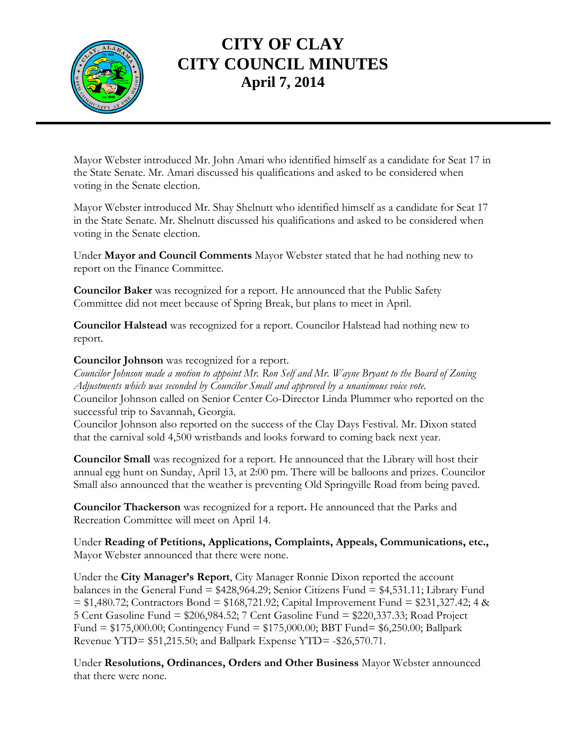# CITY OF CLAY
# CITY COUNCIL MINUTES
## April 7, 2014

Mayor Webster introduced Mr. John Amari who identified himself as a candidate for Seat 17 in the State Senate. Mr. Amari discussed his qualifications and asked to be considered when voting in the Senate election.

Mayor Webster introduced Mr. Shay Shelnutt who identified himself as a candidate for Seat 17 in the State Senate. Mr. Shelnutt discussed his qualifications and asked to be considered when voting in the Senate election.

Under **Mayor and Council Comments** Mayor Webster stated that he had nothing new to report on the Finance Committee.

**Councilor Baker** was recognized for a report. He announced that the Public Safety Committee did not meet because of Spring Break, but plans to meet in April.

**Councilor Halstead** was recognized for a report. Councilor Halstead had nothing new to report.

**Councilor Johnson** was recognized for a report.
*Councilor Johnson made a motion to appoint Mr. Ron Self and Mr. Wayne Bryant to the Board of Zoning Adjustments which was seconded by Councilor Small and approved by a unanimous voice vote.*
Councilor Johnson called on Senior Center Co-Director Linda Plummer who reported on the successful trip to Savannah, Georgia.
Councilor Johnson also reported on the success of the Clay Days Festival. Mr. Dixon stated that the carnival sold 4,500 wristbands and looks forward to coming back next year.

**Councilor Small** was recognized for a report. He announced that the Library will host their annual egg hunt on Sunday, April 13, at 2:00 pm. There will be balloons and prizes. Councilor Small also announced that the weather is preventing Old Springville Road from being paved.

**Councilor Thackerson** was recognized for a report**.** He announced that the Parks and Recreation Committee will meet on April 14.

Under **Reading of Petitions, Applications, Complaints, Appeals, Communications, etc.,** Mayor Webster announced that there were none.

Under the **City Manager's Report**, City Manager Ronnie Dixon reported the account balances in the General Fund = $428,964.29; Senior Citizens Fund = $4,531.11; Library Fund = $1,480.72; Contractors Bond = $168,721.92; Capital Improvement Fund = $231,327.42; 4 & 5 Cent Gasoline Fund = $206,984.52; 7 Cent Gasoline Fund = $220,337.33; Road Project Fund = $175,000.00; Contingency Fund = $175,000.00; BBT Fund= $6,250.00; Ballpark Revenue YTD= $51,215.50; and Ballpark Expense YTD= -$26,570.71.

Under **Resolutions, Ordinances, Orders and Other Business** Mayor Webster announced that there were none.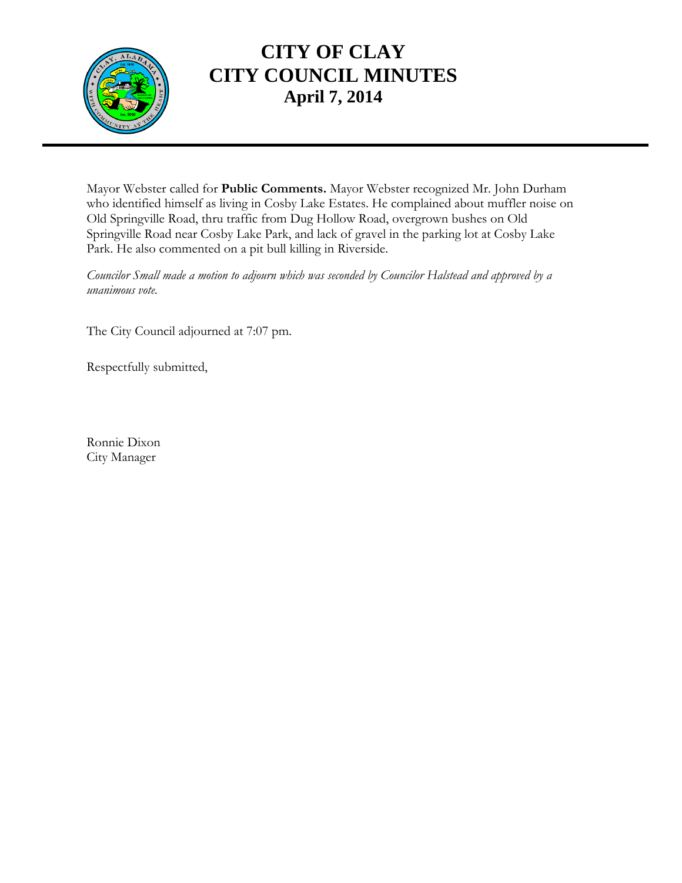# CITY OF CLAY
# CITY COUNCIL MINUTES
## April 7, 2014

Mayor Webster called for **Public Comments.** Mayor Webster recognized Mr. John Durham who identified himself as living in Cosby Lake Estates. He complained about muffler noise on Old Springville Road, thru traffic from Dug Hollow Road, overgrown bushes on Old Springville Road near Cosby Lake Park, and lack of gravel in the parking lot at Cosby Lake Park. He also commented on a pit bull killing in Riverside.

*Councilor Small made a motion to adjourn which was seconded by Councilor Halstead and approved by a unanimous vote.*

The City Council adjourned at 7:07 pm.

Respectfully submitted,

Ronnie Dixon
City Manager